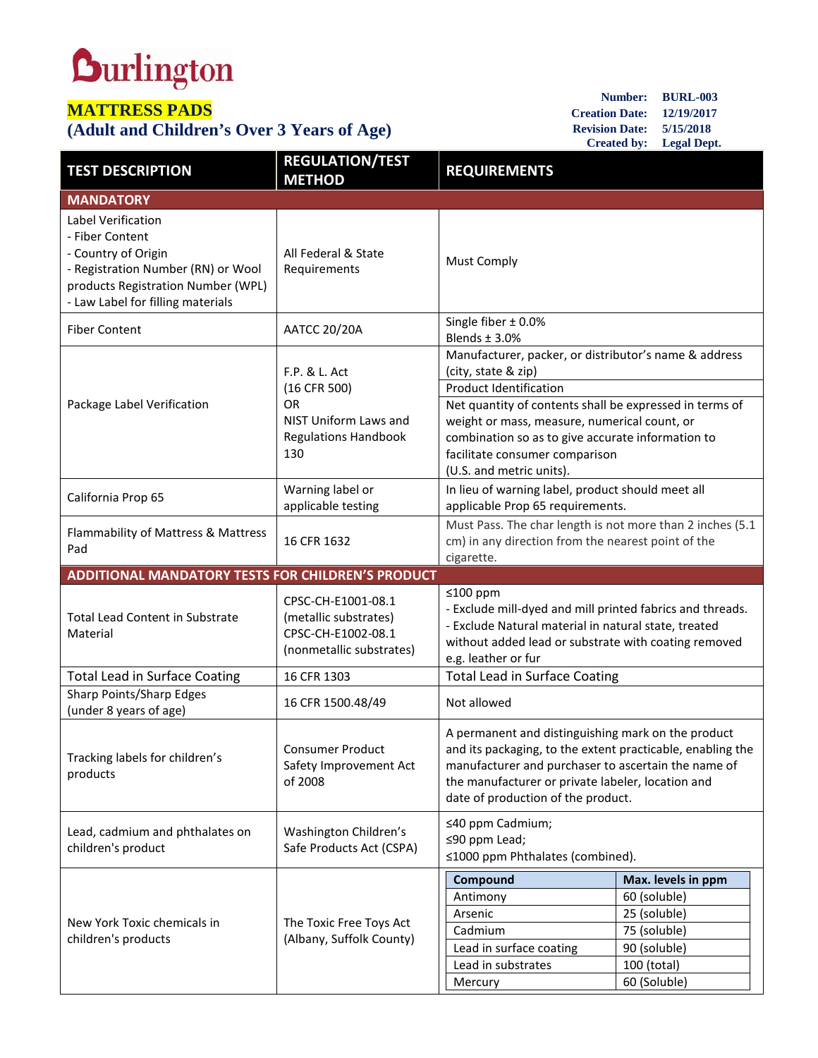# Burlington

## MATTRESS PADS
## (Adult and Children's Over 3 Years of Age)

**Number:** BURL-003
**Creation Date:** 12/19/2017
**Revision Date:** 5/15/2018
**Created by:** Legal Dept.

| TEST DESCRIPTION | REGULATION/TEST METHOD | REQUIREMENTS |
|---|---|---|
| **MANDATORY** | | |
| Label Verification<br>- Fiber Content<br>- Country of Origin<br>- Registration Number (RN) or Wool products Registration Number (WPL)<br>- Law Label for filling materials | All Federal & State Requirements | Must Comply |
| Fiber Content | AATCC 20/20A | Single fiber ± 0.0%<br>Blends ± 3.0% |
| Package Label Verification | F.P. & L. Act (16 CFR 500) OR NIST Uniform Laws and Regulations Handbook 130 | Manufacturer, packer, or distributor's name & address (city, state & zip)<br>Product Identification<br>Net quantity of contents shall be expressed in terms of weight or mass, measure, numerical count, or combination so as to give accurate information to facilitate consumer comparison (U.S. and metric units). |
| California Prop 65 | Warning label or applicable testing | In lieu of warning label, product should meet all applicable Prop 65 requirements. |
| Flammability of Mattress & Mattress Pad | 16 CFR 1632 | Must Pass. The char length is not more than 2 inches (5.1 cm) in any direction from the nearest point of the cigarette. |
| **ADDITIONAL MANDATORY TESTS FOR CHILDREN'S PRODUCT** | | |
| Total Lead Content in Substrate Material | CPSC-CH-E1001-08.1 (metallic substrates)<br>CPSC-CH-E1002-08.1 (nonmetallic substrates) | ≤100 ppm<br>- Exclude mill-dyed and mill printed fabrics and threads.<br>- Exclude Natural material in natural state, treated without added lead or substrate with coating removed e.g. leather or fur |
| Total Lead in Surface Coating | 16 CFR 1303 | Total Lead in Surface Coating |
| Sharp Points/Sharp Edges (under 8 years of age) | 16 CFR 1500.48/49 | Not allowed |
| Tracking labels for children's products | Consumer Product Safety Improvement Act of 2008 | A permanent and distinguishing mark on the product and its packaging, to the extent practicable, enabling the manufacturer and purchaser to ascertain the name of the manufacturer or private labeler, location and date of production of the product. |
| Lead, cadmium and phthalates on children's product | Washington Children's Safe Products Act (CSPA) | ≤40 ppm Cadmium;<br>≤90 ppm Lead;<br>≤1000 ppm Phthalates (combined). |
| New York Toxic chemicals in children's products | The Toxic Free Toys Act (Albany, Suffolk County) | **Compound** — **Max. levels in ppm**<br>Antimony — 60 (soluble)<br>Arsenic — 25 (soluble)<br>Cadmium — 75 (soluble)<br>Lead in surface coating — 90 (soluble)<br>Lead in substrates — 100 (total)<br>Mercury — 60 (Soluble) |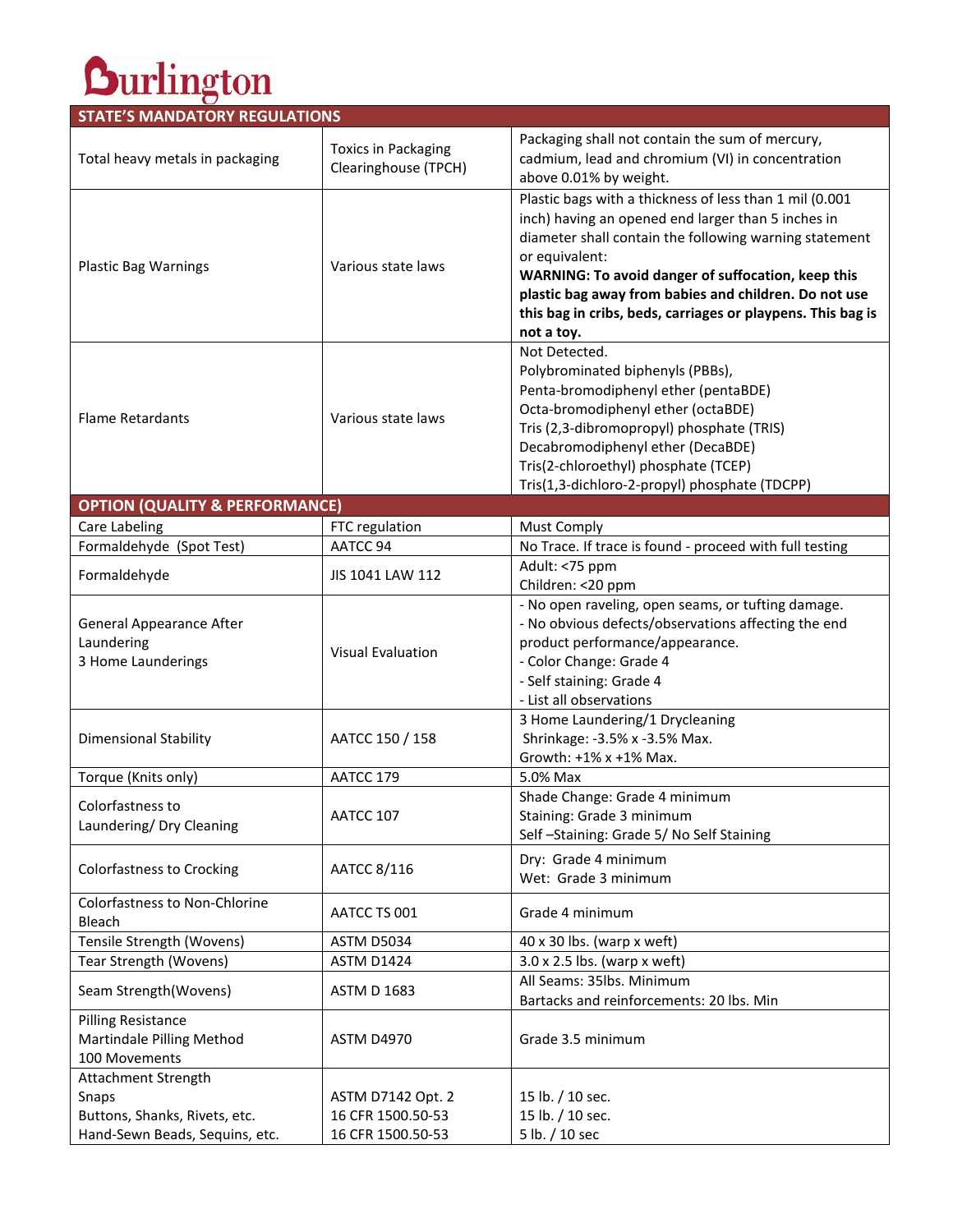Burlington

| STATE'S MANDATORY REGULATIONS | | |
|---|---|---|
| Total heavy metals in packaging | Toxics in Packaging Clearinghouse (TPCH) | Packaging shall not contain the sum of mercury, cadmium, lead and chromium (VI) in concentration above 0.01% by weight. |
| Plastic Bag Warnings | Various state laws | Plastic bags with a thickness of less than 1 mil (0.001 inch) having an opened end larger than 5 inches in diameter shall contain the following warning statement or equivalent:<br>**WARNING: To avoid danger of suffocation, keep this plastic bag away from babies and children. Do not use this bag in cribs, beds, carriages or playpens. This bag is not a toy.** |
| Flame Retardants | Various state laws | Not Detected.<br>Polybrominated biphenyls (PBBs),<br>Penta-bromodiphenyl ether (pentaBDE)<br>Octa-bromodiphenyl ether (octaBDE)<br>Tris (2,3-dibromopropyl) phosphate (TRIS)<br>Decabromodiphenyl ether (DecaBDE)<br>Tris(2-chloroethyl) phosphate (TCEP)<br>Tris(1,3-dichloro-2-propyl) phosphate (TDCPP) |
| **OPTION (QUALITY & PERFORMANCE)** | | |
| Care Labeling | FTC regulation | Must Comply |
| Formaldehyde (Spot Test) | AATCC 94 | No Trace. If trace is found - proceed with full testing |
| Formaldehyde | JIS 1041 LAW 112 | Adult: <75 ppm<br>Children: <20 ppm |
| General Appearance After Laundering<br>3 Home Launderings | Visual Evaluation | - No open raveling, open seams, or tufting damage.<br>- No obvious defects/observations affecting the end product performance/appearance.<br>- Color Change: Grade 4<br>- Self staining: Grade 4<br>- List all observations |
| Dimensional Stability | AATCC 150 / 158 | 3 Home Laundering/1 Drycleaning<br>Shrinkage: -3.5% x -3.5% Max.<br>Growth: +1% x +1% Max. |
| Torque (Knits only) | AATCC 179 | 5.0% Max |
| Colorfastness to Laundering/ Dry Cleaning | AATCC 107 | Shade Change: Grade 4 minimum<br>Staining: Grade 3 minimum<br>Self –Staining: Grade 5/ No Self Staining |
| Colorfastness to Crocking | AATCC 8/116 | Dry: Grade 4 minimum<br>Wet: Grade 3 minimum |
| Colorfastness to Non-Chlorine Bleach | AATCC TS 001 | Grade 4 minimum |
| Tensile Strength (Wovens) | ASTM D5034 | 40 x 30 lbs. (warp x weft) |
| Tear Strength (Wovens) | ASTM D1424 | 3.0 x 2.5 lbs. (warp x weft) |
| Seam Strength(Wovens) | ASTM D 1683 | All Seams: 35lbs. Minimum<br>Bartacks and reinforcements: 20 lbs. Min |
| Pilling Resistance<br>Martindale Pilling Method<br>100 Movements | ASTM D4970 | Grade 3.5 minimum |
| Attachment Strength<br>Snaps<br>Buttons, Shanks, Rivets, etc.<br>Hand-Sewn Beads, Sequins, etc. | <br>ASTM D7142 Opt. 2<br>16 CFR 1500.50-53<br>16 CFR 1500.50-53 | <br>15 lb. / 10 sec.<br>15 lb. / 10 sec.<br>5 lb. / 10 sec |